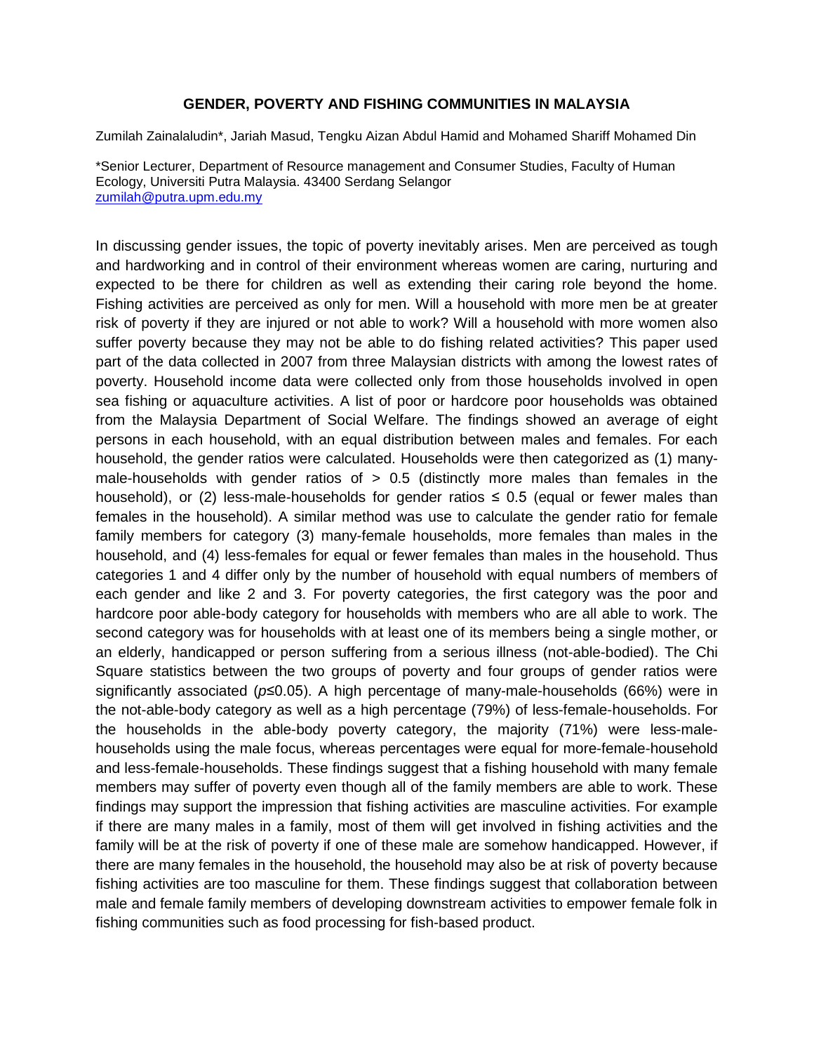# GENDER, POVERTY AND FISHING COMMUNITIES IN MALAYSIA

Zumilah Zainalaludin*, Jariah Masud, Tengku Aizan Abdul Hamid and Mohamed Shariff Mohamed Din

*Senior Lecturer, Department of Resource management and Consumer Studies, Faculty of Human Ecology, Universiti Putra Malaysia. 43400 Serdang Selangor
zumilah@putra.upm.edu.my

In discussing gender issues, the topic of poverty inevitably arises. Men are perceived as tough and hardworking and in control of their environment whereas women are caring, nurturing and expected to be there for children as well as extending their caring role beyond the home. Fishing activities are perceived as only for men. Will a household with more men be at greater risk of poverty if they are injured or not able to work? Will a household with more women also suffer poverty because they may not be able to do fishing related activities? This paper used part of the data collected in 2007 from three Malaysian districts with among the lowest rates of poverty. Household income data were collected only from those households involved in open sea fishing or aquaculture activities. A list of poor or hardcore poor households was obtained from the Malaysia Department of Social Welfare. The findings showed an average of eight persons in each household, with an equal distribution between males and females. For each household, the gender ratios were calculated. Households were then categorized as (1) many-male-households with gender ratios of > 0.5 (distinctly more males than females in the household), or (2) less-male-households for gender ratios ≤ 0.5 (equal or fewer males than females in the household). A similar method was use to calculate the gender ratio for female family members for category (3) many-female households, more females than males in the household, and (4) less-females for equal or fewer females than males in the household. Thus categories 1 and 4 differ only by the number of household with equal numbers of members of each gender and like 2 and 3. For poverty categories, the first category was the poor and hardcore poor able-body category for households with members who are all able to work. The second category was for households with at least one of its members being a single mother, or an elderly, handicapped or person suffering from a serious illness (not-able-bodied). The Chi Square statistics between the two groups of poverty and four groups of gender ratios were significantly associated ($p \leq 0.05$). A high percentage of many-male-households (66%) were in the not-able-body category as well as a high percentage (79%) of less-female-households. For the households in the able-body poverty category, the majority (71%) were less-male-households using the male focus, whereas percentages were equal for more-female-household and less-female-households. These findings suggest that a fishing household with many female members may suffer of poverty even though all of the family members are able to work. These findings may support the impression that fishing activities are masculine activities. For example if there are many males in a family, most of them will get involved in fishing activities and the family will be at the risk of poverty if one of these male are somehow handicapped. However, if there are many females in the household, the household may also be at risk of poverty because fishing activities are too masculine for them. These findings suggest that collaboration between male and female family members of developing downstream activities to empower female folk in fishing communities such as food processing for fish-based product.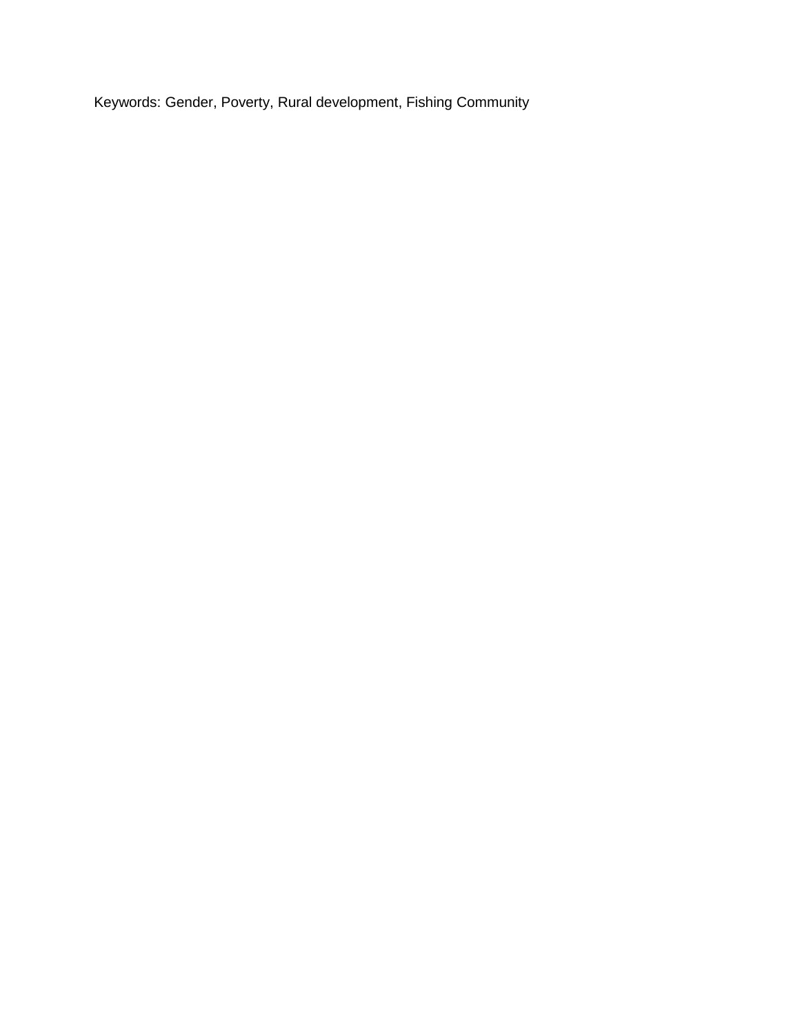Keywords: Gender, Poverty, Rural development, Fishing Community